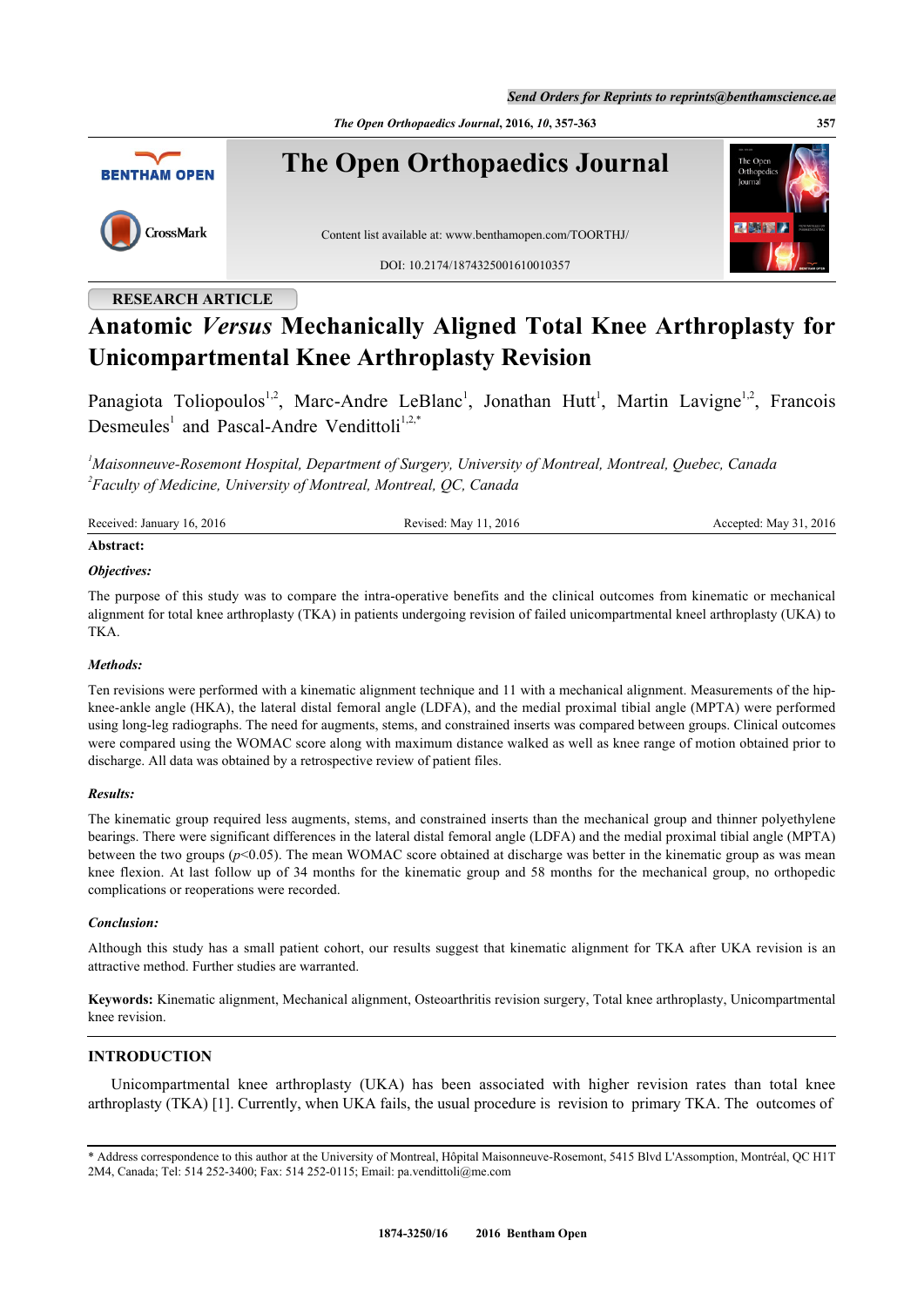**RESEARCH ARTICLE**

# Anatomic *Versus* Mechanically Aligned Total Knee Arthroplasty for Unicompartmental Knee Arthroplasty Revision

Panagiota Toliopoulos[1,2], Marc-Andre LeBlanc[1], Jonathan Hutt[1], Martin Lavigne[1,2], Francois Desmeules[1] and Pascal-Andre Vendittoli[1,2,*]

[1] *Maisonneuve-Rosemont Hospital, Department of Surgery, University of Montreal, Montreal, Quebec, Canada*
[2] *Faculty of Medicine, University of Montreal, Montreal, QC, Canada*

Received: January 16, 2016 | Revised: May 11, 2016 | Accepted: May 31, 2016

**Abstract:**

***Objectives:***

The purpose of this study was to compare the intra-operative benefits and the clinical outcomes from kinematic or mechanical alignment for total knee arthroplasty (TKA) in patients undergoing revision of failed unicompartmental kneel arthroplasty (UKA) to TKA.

***Methods:***

Ten revisions were performed with a kinematic alignment technique and 11 with a mechanical alignment. Measurements of the hip-knee-ankle angle (HKA), the lateral distal femoral angle (LDFA), and the medial proximal tibial angle (MPTA) were performed using long-leg radiographs. The need for augments, stems, and constrained inserts was compared between groups. Clinical outcomes were compared using the WOMAC score along with maximum distance walked as well as knee range of motion obtained prior to discharge. All data was obtained by a retrospective review of patient files.

***Results:***

The kinematic group required less augments, stems, and constrained inserts than the mechanical group and thinner polyethylene bearings. There were significant differences in the lateral distal femoral angle (LDFA) and the medial proximal tibial angle (MPTA) between the two groups ($p<0.05$). The mean WOMAC score obtained at discharge was better in the kinematic group as was mean knee flexion. At last follow up of 34 months for the kinematic group and 58 months for the mechanical group, no orthopedic complications or reoperations were recorded.

***Conclusion:***

Although this study has a small patient cohort, our results suggest that kinematic alignment for TKA after UKA revision is an attractive method. Further studies are warranted.

**Keywords:** Kinematic alignment, Mechanical alignment, Osteoarthritis revision surgery, Total knee arthroplasty, Unicompartmental knee revision.

## INTRODUCTION

Unicompartmental knee arthroplasty (UKA) has been associated with higher revision rates than total knee arthroplasty (TKA) [1]. Currently, when UKA fails, the usual procedure is revision to primary TKA. The outcomes of

\* Address correspondence to this author at the University of Montreal, Hôpital Maisonneuve-Rosemont, 5415 Blvd L'Assomption, Montréal, QC H1T 2M4, Canada; Tel: 514 252-3400; Fax: 514 252-0115; Email: pa.vendittoli@me.com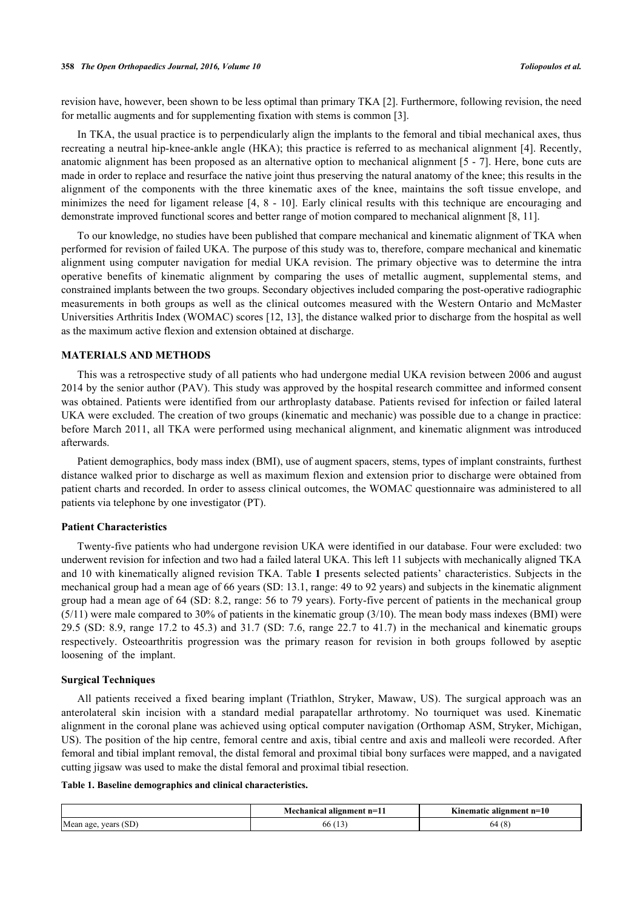revision have, however, been shown to be less optimal than primary TKA [2]. Furthermore, following revision, the need for metallic augments and for supplementing fixation with stems is common [3].

In TKA, the usual practice is to perpendicularly align the implants to the femoral and tibial mechanical axes, thus recreating a neutral hip-knee-ankle angle (HKA); this practice is referred to as mechanical alignment [4]. Recently, anatomic alignment has been proposed as an alternative option to mechanical alignment [5 - 7]. Here, bone cuts are made in order to replace and resurface the native joint thus preserving the natural anatomy of the knee; this results in the alignment of the components with the three kinematic axes of the knee, maintains the soft tissue envelope, and minimizes the need for ligament release [4, 8 - 10]. Early clinical results with this technique are encouraging and demonstrate improved functional scores and better range of motion compared to mechanical alignment [8, 11].

To our knowledge, no studies have been published that compare mechanical and kinematic alignment of TKA when performed for revision of failed UKA. The purpose of this study was to, therefore, compare mechanical and kinematic alignment using computer navigation for medial UKA revision. The primary objective was to determine the intra operative benefits of kinematic alignment by comparing the uses of metallic augment, supplemental stems, and constrained implants between the two groups. Secondary objectives included comparing the post-operative radiographic measurements in both groups as well as the clinical outcomes measured with the Western Ontario and McMaster Universities Arthritis Index (WOMAC) scores [12, 13], the distance walked prior to discharge from the hospital as well as the maximum active flexion and extension obtained at discharge.

## MATERIALS AND METHODS

This was a retrospective study of all patients who had undergone medial UKA revision between 2006 and august 2014 by the senior author (PAV). This study was approved by the hospital research committee and informed consent was obtained. Patients were identified from our arthroplasty database. Patients revised for infection or failed lateral UKA were excluded. The creation of two groups (kinematic and mechanic) was possible due to a change in practice: before March 2011, all TKA were performed using mechanical alignment, and kinematic alignment was introduced afterwards.

Patient demographics, body mass index (BMI), use of augment spacers, stems, types of implant constraints, furthest distance walked prior to discharge as well as maximum flexion and extension prior to discharge were obtained from patient charts and recorded. In order to assess clinical outcomes, the WOMAC questionnaire was administered to all patients via telephone by one investigator (PT).

### Patient Characteristics

Twenty-five patients who had undergone revision UKA were identified in our database. Four were excluded: two underwent revision for infection and two had a failed lateral UKA. This left 11 subjects with mechanically aligned TKA and 10 with kinematically aligned revision TKA. Table **1** presents selected patients' characteristics. Subjects in the mechanical group had a mean age of 66 years (SD: 13.1, range: 49 to 92 years) and subjects in the kinematic alignment group had a mean age of 64 (SD: 8.2, range: 56 to 79 years). Forty-five percent of patients in the mechanical group (5/11) were male compared to 30% of patients in the kinematic group (3/10). The mean body mass indexes (BMI) were 29.5 (SD: 8.9, range 17.2 to 45.3) and 31.7 (SD: 7.6, range 22.7 to 41.7) in the mechanical and kinematic groups respectively. Osteoarthritis progression was the primary reason for revision in both groups followed by aseptic loosening of the implant.

### Surgical Techniques

All patients received a fixed bearing implant (Triathlon, Stryker, Mawaw, US). The surgical approach was an anterolateral skin incision with a standard medial parapatellar arthrotomy. No tourniquet was used. Kinematic alignment in the coronal plane was achieved using optical computer navigation (Orthomap ASM, Stryker, Michigan, US). The position of the hip centre, femoral centre and axis, tibial centre and axis and malleoli were recorded. After femoral and tibial implant removal, the distal femoral and proximal tibial bony surfaces were mapped, and a navigated cutting jigsaw was used to make the distal femoral and proximal tibial resection.

**Table 1. Baseline demographics and clinical characteristics.**

| | Mechanical alignment n=11 | Kinematic alignment n=10 |
|---|---|---|
| Mean age, years (SD) | 66 (13) | 64 (8) |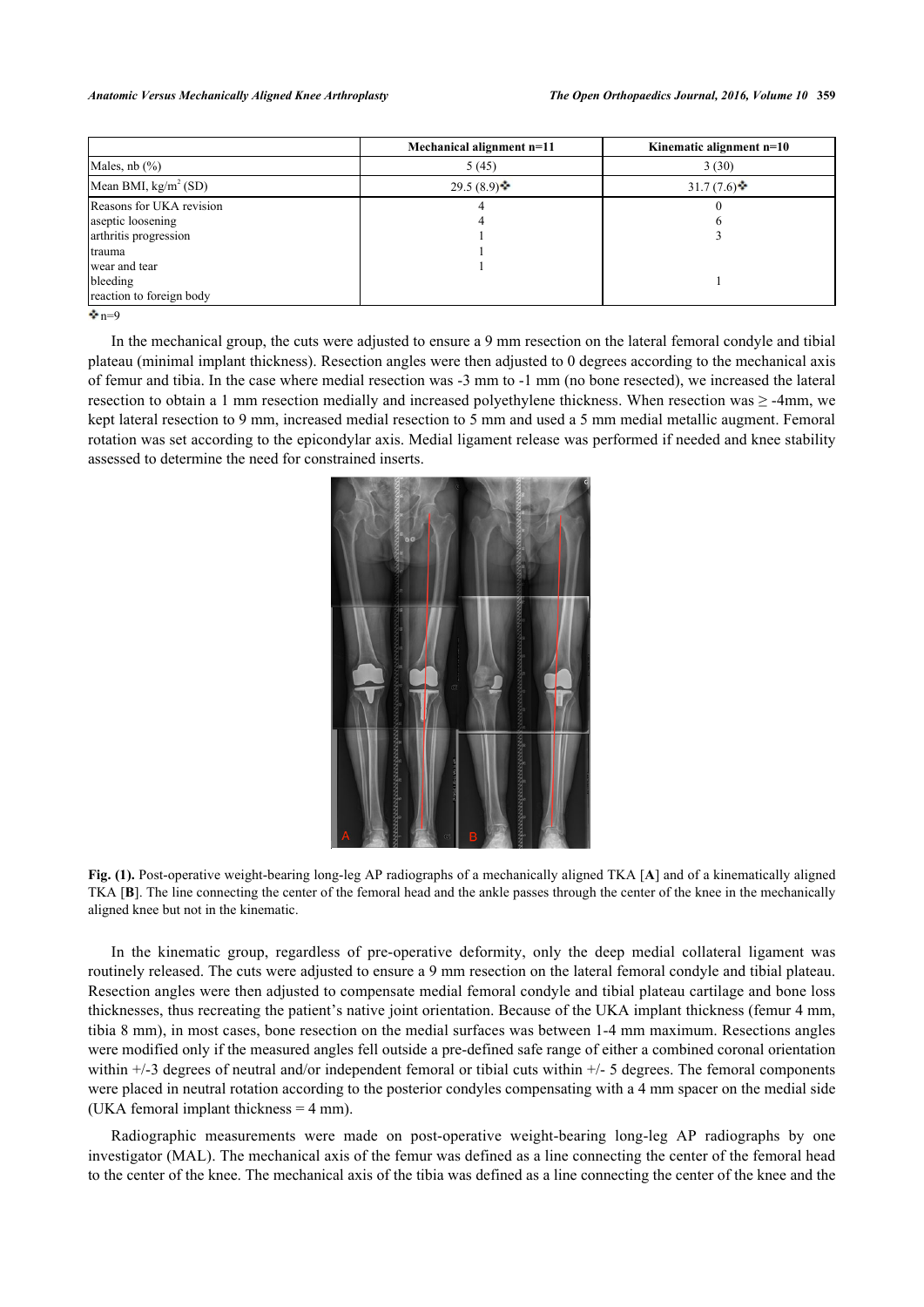| | Mechanical alignment n=11 | Kinematic alignment n=10 |
|---|---|---|
| Males, nb (%) | 5 (45) | 3 (30) |
| Mean BMI, kg/m$^2$ (SD) | 29.5 (8.9)❖ | 31.7 (7.6)❖ |
| Reasons for UKA revision | 4 | 0 |
| aseptic loosening | 4 | 6 |
| arthritis progression | 1 | 3 |
| trauma | 1 | |
| wear and tear | 1 | |
| bleeding | | 1 |
| reaction to foreign body | | |

❖n=9

In the mechanical group, the cuts were adjusted to ensure a 9 mm resection on the lateral femoral condyle and tibial plateau (minimal implant thickness). Resection angles were then adjusted to 0 degrees according to the mechanical axis of femur and tibia. In the case where medial resection was -3 mm to -1 mm (no bone resected), we increased the lateral resection to obtain a 1 mm resection medially and increased polyethylene thickness. When resection was ≥ -4mm, we kept lateral resection to 9 mm, increased medial resection to 5 mm and used a 5 mm medial metallic augment. Femoral rotation was set according to the epicondylar axis. Medial ligament release was performed if needed and knee stability assessed to determine the need for constrained inserts.

**Fig. (1).** Post-operative weight-bearing long-leg AP radiographs of a mechanically aligned TKA [**A**] and of a kinematically aligned TKA [**B**]. The line connecting the center of the femoral head and the ankle passes through the center of the knee in the mechanically aligned knee but not in the kinematic.

In the kinematic group, regardless of pre-operative deformity, only the deep medial collateral ligament was routinely released. The cuts were adjusted to ensure a 9 mm resection on the lateral femoral condyle and tibial plateau. Resection angles were then adjusted to compensate medial femoral condyle and tibial plateau cartilage and bone loss thicknesses, thus recreating the patient's native joint orientation. Because of the UKA implant thickness (femur 4 mm, tibia 8 mm), in most cases, bone resection on the medial surfaces was between 1-4 mm maximum. Resections angles were modified only if the measured angles fell outside a pre-defined safe range of either a combined coronal orientation within +/-3 degrees of neutral and/or independent femoral or tibial cuts within +/- 5 degrees. The femoral components were placed in neutral rotation according to the posterior condyles compensating with a 4 mm spacer on the medial side (UKA femoral implant thickness = 4 mm).

Radiographic measurements were made on post-operative weight-bearing long-leg AP radiographs by one investigator (MAL). The mechanical axis of the femur was defined as a line connecting the center of the femoral head to the center of the knee. The mechanical axis of the tibia was defined as a line connecting the center of the knee and the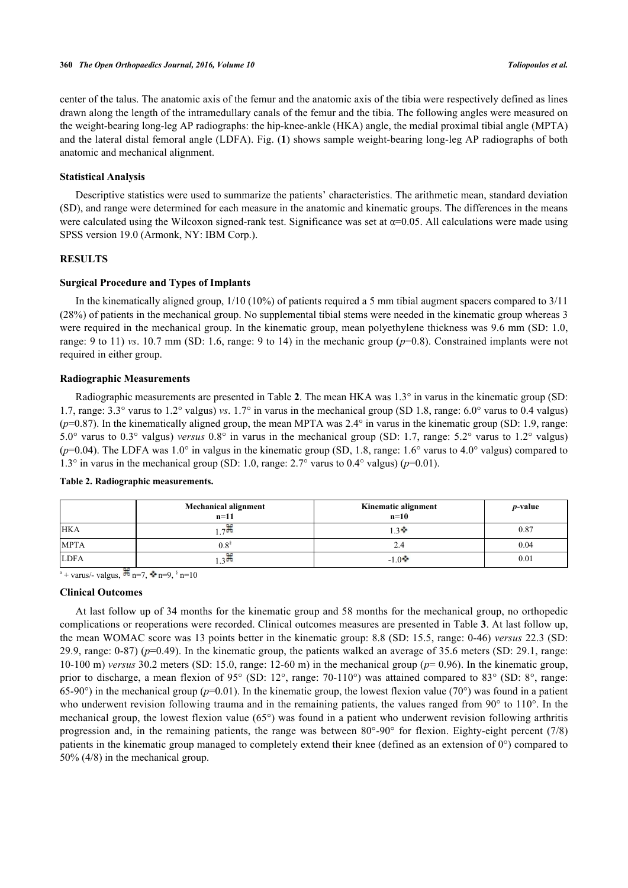center of the talus. The anatomic axis of the femur and the anatomic axis of the tibia were respectively defined as lines drawn along the length of the intramedullary canals of the femur and the tibia. The following angles were measured on the weight-bearing long-leg AP radiographs: the hip-knee-ankle (HKA) angle, the medial proximal tibial angle (MPTA) and the lateral distal femoral angle (LDFA). Fig. (**1**) shows sample weight-bearing long-leg AP radiographs of both anatomic and mechanical alignment.

### Statistical Analysis

Descriptive statistics were used to summarize the patients' characteristics. The arithmetic mean, standard deviation (SD), and range were determined for each measure in the anatomic and kinematic groups. The differences in the means were calculated using the Wilcoxon signed-rank test. Significance was set at $\alpha$=0.05. All calculations were made using SPSS version 19.0 (Armonk, NY: IBM Corp.).

## RESULTS

### Surgical Procedure and Types of Implants

In the kinematically aligned group, 1/10 (10%) of patients required a 5 mm tibial augment spacers compared to 3/11 (28%) of patients in the mechanical group. No supplemental tibial stems were needed in the kinematic group whereas 3 were required in the mechanical group. In the kinematic group, mean polyethylene thickness was 9.6 mm (SD: 1.0, range: 9 to 11) *vs*. 10.7 mm (SD: 1.6, range: 9 to 14) in the mechanic group (*p*=0.8). Constrained implants were not required in either group.

### Radiographic Measurements

Radiographic measurements are presented in Table **2**. The mean HKA was 1.3° in varus in the kinematic group (SD: 1.7, range: 3.3° varus to 1.2° valgus) *vs*. 1.7° in varus in the mechanical group (SD 1.8, range: 6.0° varus to 0.4 valgus) (*p*=0.87). In the kinematically aligned group, the mean MPTA was 2.4° in varus in the kinematic group (SD: 1.9, range: 5.0° varus to 0.3° valgus) *versus* 0.8° in varus in the mechanical group (SD: 1.7, range: 5.2° varus to 1.2° valgus) (*p*=0.04). The LDFA was 1.0° in valgus in the kinematic group (SD, 1.8, range: 1.6° varus to 4.0° valgus) compared to 1.3° in varus in the mechanical group (SD: 1.0, range: 2.7° varus to 0.4° valgus) (*p*=0.01).

**Table 2. Radiographic measurements.**

| | Mechanical alignment n=11 | Kinematic alignment n=10 | *p*-value |
|---|---|---|---|
| HKA | 1.7⌘ | 1.3❖ | 0.87 |
| MPTA | 0.8§ | 2.4 | 0.04 |
| LDFA | 1.3⌘ | -1.0❖ | 0.01 |

[a] + varus/- valgus, ⌘ n=7, ❖ n=9, § n=10

### Clinical Outcomes

At last follow up of 34 months for the kinematic group and 58 months for the mechanical group, no orthopedic complications or reoperations were recorded. Clinical outcomes measures are presented in Table **3**. At last follow up, the mean WOMAC score was 13 points better in the kinematic group: 8.8 (SD: 15.5, range: 0-46) *versus* 22.3 (SD: 29.9, range: 0-87) (*p*=0.49). In the kinematic group, the patients walked an average of 35.6 meters (SD: 29.1, range: 10-100 m) *versus* 30.2 meters (SD: 15.0, range: 12-60 m) in the mechanical group (*p*= 0.96). In the kinematic group, prior to discharge, a mean flexion of 95° (SD: 12°, range: 70-110°) was attained compared to 83° (SD: 8°, range: 65-90°) in the mechanical group (*p*=0.01). In the kinematic group, the lowest flexion value (70°) was found in a patient who underwent revision following trauma and in the remaining patients, the values ranged from 90° to 110°. In the mechanical group, the lowest flexion value (65°) was found in a patient who underwent revision following arthritis progression and, in the remaining patients, the range was between 80°-90° for flexion. Eighty-eight percent (7/8) patients in the kinematic group managed to completely extend their knee (defined as an extension of 0°) compared to 50% (4/8) in the mechanical group.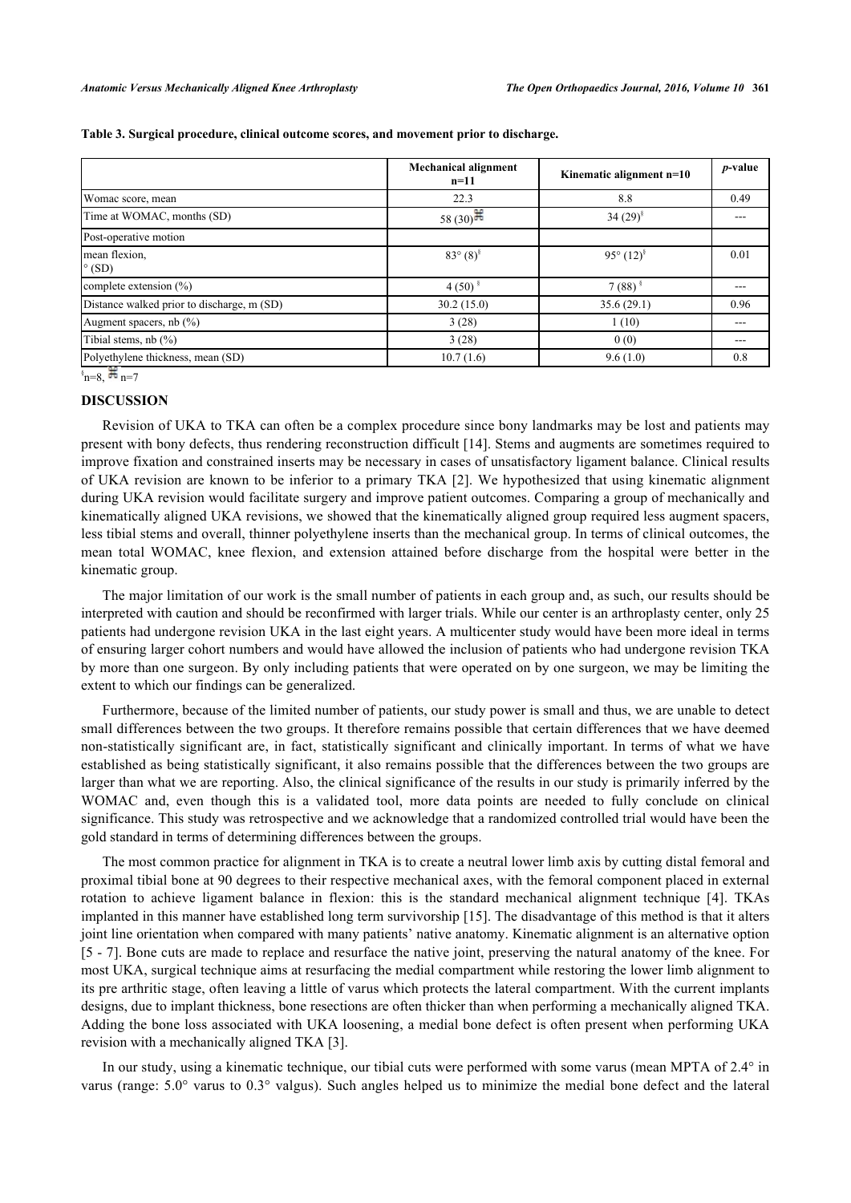**Table 3. Surgical procedure, clinical outcome scores, and movement prior to discharge.**

| | Mechanical alignment n=11 | Kinematic alignment n=10 | *p*-value |
|---|---|---|---|
| Womac score, mean | 22.3 | 8.8 | 0.49 |
| Time at WOMAC, months (SD) | 58 (30)[⌘] | 34 (29)[§] | --- |
| Post-operative motion | | | |
| mean flexion, ° (SD) | 83° (8)[§] | 95° (12)[§] | 0.01 |
| complete extension (%) | 4 (50)[§] | 7 (88)[§] | --- |
| Distance walked prior to discharge, m (SD) | 30.2 (15.0) | 35.6 (29.1) | 0.96 |
| Augment spacers, nb (%) | 3 (28) | 1 (10) | --- |
| Tibial stems, nb (%) | 3 (28) | 0 (0) | --- |
| Polyethylene thickness, mean (SD) | 10.7 (1.6) | 9.6 (1.0) | 0.8 |

[§]n=8, [⌘] n=7

## DISCUSSION

Revision of UKA to TKA can often be a complex procedure since bony landmarks may be lost and patients may present with bony defects, thus rendering reconstruction difficult [14]. Stems and augments are sometimes required to improve fixation and constrained inserts may be necessary in cases of unsatisfactory ligament balance. Clinical results of UKA revision are known to be inferior to a primary TKA [2]. We hypothesized that using kinematic alignment during UKA revision would facilitate surgery and improve patient outcomes. Comparing a group of mechanically and kinematically aligned UKA revisions, we showed that the kinematically aligned group required less augment spacers, less tibial stems and overall, thinner polyethylene inserts than the mechanical group. In terms of clinical outcomes, the mean total WOMAC, knee flexion, and extension attained before discharge from the hospital were better in the kinematic group.

The major limitation of our work is the small number of patients in each group and, as such, our results should be interpreted with caution and should be reconfirmed with larger trials. While our center is an arthroplasty center, only 25 patients had undergone revision UKA in the last eight years. A multicenter study would have been more ideal in terms of ensuring larger cohort numbers and would have allowed the inclusion of patients who had undergone revision TKA by more than one surgeon. By only including patients that were operated on by one surgeon, we may be limiting the extent to which our findings can be generalized.

Furthermore, because of the limited number of patients, our study power is small and thus, we are unable to detect small differences between the two groups. It therefore remains possible that certain differences that we have deemed non-statistically significant are, in fact, statistically significant and clinically important. In terms of what we have established as being statistically significant, it also remains possible that the differences between the two groups are larger than what we are reporting. Also, the clinical significance of the results in our study is primarily inferred by the WOMAC and, even though this is a validated tool, more data points are needed to fully conclude on clinical significance. This study was retrospective and we acknowledge that a randomized controlled trial would have been the gold standard in terms of determining differences between the groups.

The most common practice for alignment in TKA is to create a neutral lower limb axis by cutting distal femoral and proximal tibial bone at 90 degrees to their respective mechanical axes, with the femoral component placed in external rotation to achieve ligament balance in flexion: this is the standard mechanical alignment technique [4]. TKAs implanted in this manner have established long term survivorship [15]. The disadvantage of this method is that it alters joint line orientation when compared with many patients' native anatomy. Kinematic alignment is an alternative option [5 - 7]. Bone cuts are made to replace and resurface the native joint, preserving the natural anatomy of the knee. For most UKA, surgical technique aims at resurfacing the medial compartment while restoring the lower limb alignment to its pre arthritic stage, often leaving a little of varus which protects the lateral compartment. With the current implants designs, due to implant thickness, bone resections are often thicker than when performing a mechanically aligned TKA. Adding the bone loss associated with UKA loosening, a medial bone defect is often present when performing UKA revision with a mechanically aligned TKA [3].

In our study, using a kinematic technique, our tibial cuts were performed with some varus (mean MPTA of 2.4° in varus (range: 5.0° varus to 0.3° valgus). Such angles helped us to minimize the medial bone defect and the lateral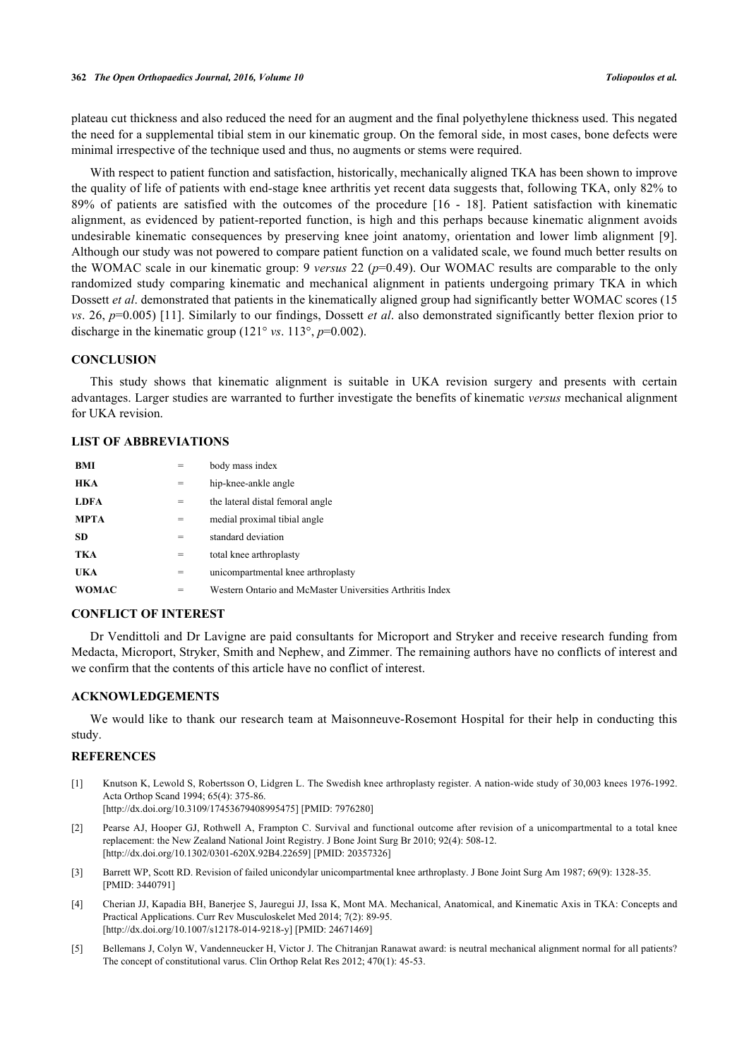plateau cut thickness and also reduced the need for an augment and the final polyethylene thickness used. This negated the need for a supplemental tibial stem in our kinematic group. On the femoral side, in most cases, bone defects were minimal irrespective of the technique used and thus, no augments or stems were required.

With respect to patient function and satisfaction, historically, mechanically aligned TKA has been shown to improve the quality of life of patients with end-stage knee arthritis yet recent data suggests that, following TKA, only 82% to 89% of patients are satisfied with the outcomes of the procedure [16 - 18]. Patient satisfaction with kinematic alignment, as evidenced by patient-reported function, is high and this perhaps because kinematic alignment avoids undesirable kinematic consequences by preserving knee joint anatomy, orientation and lower limb alignment [9]. Although our study was not powered to compare patient function on a validated scale, we found much better results on the WOMAC scale in our kinematic group: 9 *versus* 22 ($p=0.49$). Our WOMAC results are comparable to the only randomized study comparing kinematic and mechanical alignment in patients undergoing primary TKA in which Dossett *et al*. demonstrated that patients in the kinematically aligned group had significantly better WOMAC scores (15 *vs*. 26, $p=0.005$) [11]. Similarly to our findings, Dossett *et al*. also demonstrated significantly better flexion prior to discharge in the kinematic group (121° *vs*. 113°, $p=0.002$).

## CONCLUSION

This study shows that kinematic alignment is suitable in UKA revision surgery and presents with certain advantages. Larger studies are warranted to further investigate the benefits of kinematic *versus* mechanical alignment for UKA revision.

## LIST OF ABBREVIATIONS

| | | |
|---|---|---|
| **BMI** | = | body mass index |
| **HKA** | = | hip-knee-ankle angle |
| **LDFA** | = | the lateral distal femoral angle |
| **MPTA** | = | medial proximal tibial angle |
| **SD** | = | standard deviation |
| **TKA** | = | total knee arthroplasty |
| **UKA** | = | unicompartmental knee arthroplasty |
| **WOMAC** | = | Western Ontario and McMaster Universities Arthritis Index |

## CONFLICT OF INTEREST

Dr Vendittoli and Dr Lavigne are paid consultants for Microport and Stryker and receive research funding from Medacta, Microport, Stryker, Smith and Nephew, and Zimmer. The remaining authors have no conflicts of interest and we confirm that the contents of this article have no conflict of interest.

## ACKNOWLEDGEMENTS

We would like to thank our research team at Maisonneuve-Rosemont Hospital for their help in conducting this study.

## REFERENCES

[1] Knutson K, Lewold S, Robertsson O, Lidgren L. The Swedish knee arthroplasty register. A nation-wide study of 30,003 knees 1976-1992. Acta Orthop Scand 1994; 65(4): 375-86.
[http://dx.doi.org/10.3109/17453679408995475] [PMID: 7976280]

[2] Pearse AJ, Hooper GJ, Rothwell A, Frampton C. Survival and functional outcome after revision of a unicompartmental to a total knee replacement: the New Zealand National Joint Registry. J Bone Joint Surg Br 2010; 92(4): 508-12.
[http://dx.doi.org/10.1302/0301-620X.92B4.22659] [PMID: 20357326]

[3] Barrett WP, Scott RD. Revision of failed unicondylar unicompartmental knee arthroplasty. J Bone Joint Surg Am 1987; 69(9): 1328-35. [PMID: 3440791]

[4] Cherian JJ, Kapadia BH, Banerjee S, Jauregui JJ, Issa K, Mont MA. Mechanical, Anatomical, and Kinematic Axis in TKA: Concepts and Practical Applications. Curr Rev Musculoskelet Med 2014; 7(2): 89-95.
[http://dx.doi.org/10.1007/s12178-014-9218-y] [PMID: 24671469]

[5] Bellemans J, Colyn W, Vandenneucker H, Victor J. The Chitranjan Ranawat award: is neutral mechanical alignment normal for all patients? The concept of constitutional varus. Clin Orthop Relat Res 2012; 470(1): 45-53.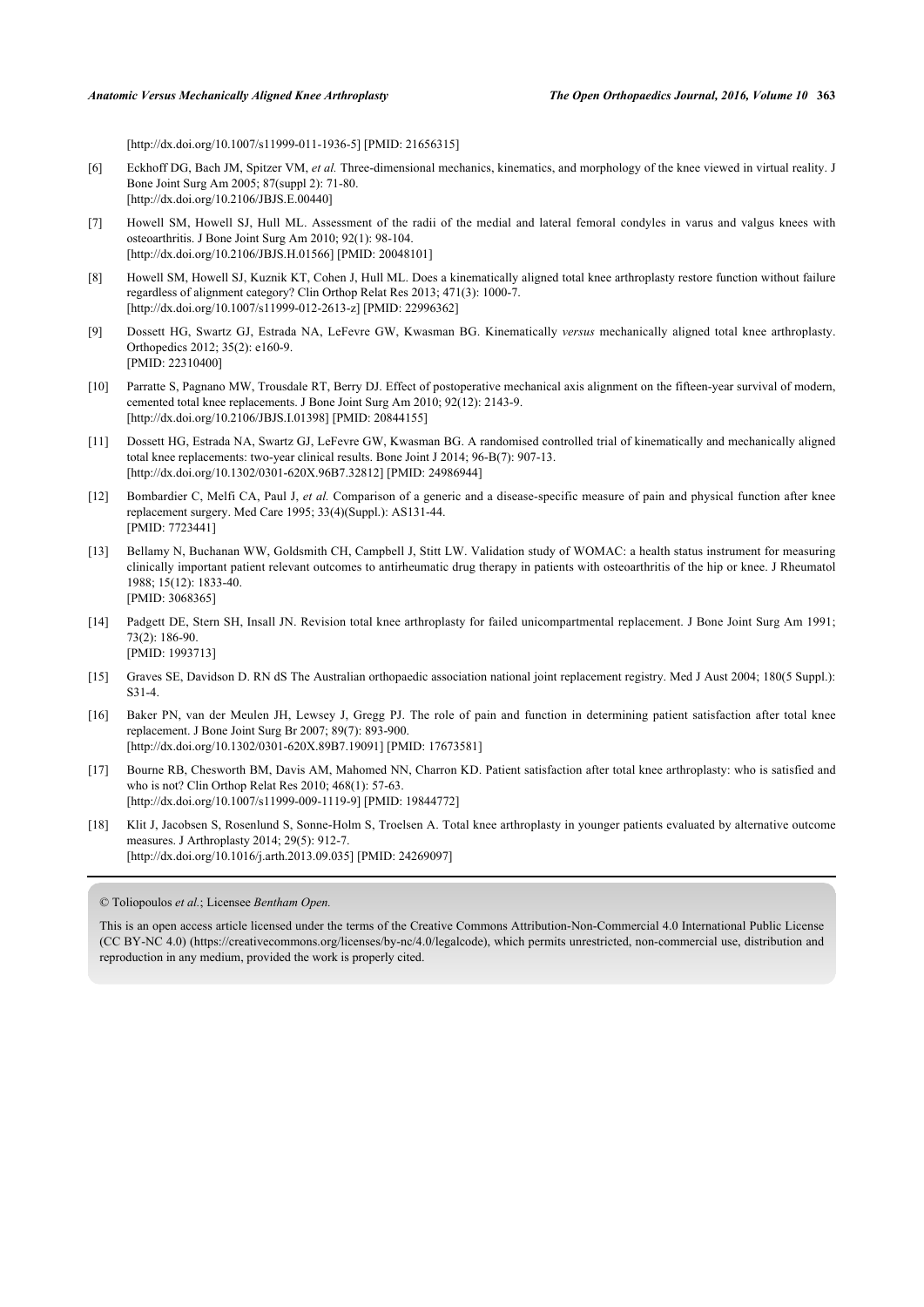[http://dx.doi.org/10.1007/s11999-011-1936-5] [PMID: 21656315]

[6] Eckhoff DG, Bach JM, Spitzer VM, *et al.* Three-dimensional mechanics, kinematics, and morphology of the knee viewed in virtual reality. J Bone Joint Surg Am 2005; 87(suppl 2): 71-80.
[http://dx.doi.org/10.2106/JBJS.E.00440]

[7] Howell SM, Howell SJ, Hull ML. Assessment of the radii of the medial and lateral femoral condyles in varus and valgus knees with osteoarthritis. J Bone Joint Surg Am 2010; 92(1): 98-104.
[http://dx.doi.org/10.2106/JBJS.H.01566] [PMID: 20048101]

[8] Howell SM, Howell SJ, Kuznik KT, Cohen J, Hull ML. Does a kinematically aligned total knee arthroplasty restore function without failure regardless of alignment category? Clin Orthop Relat Res 2013; 471(3): 1000-7.
[http://dx.doi.org/10.1007/s11999-012-2613-z] [PMID: 22996362]

[9] Dossett HG, Swartz GJ, Estrada NA, LeFevre GW, Kwasman BG. Kinematically *versus* mechanically aligned total knee arthroplasty. Orthopedics 2012; 35(2): e160-9.
[PMID: 22310400]

[10] Parratte S, Pagnano MW, Trousdale RT, Berry DJ. Effect of postoperative mechanical axis alignment on the fifteen-year survival of modern, cemented total knee replacements. J Bone Joint Surg Am 2010; 92(12): 2143-9.
[http://dx.doi.org/10.2106/JBJS.I.01398] [PMID: 20844155]

[11] Dossett HG, Estrada NA, Swartz GJ, LeFevre GW, Kwasman BG. A randomised controlled trial of kinematically and mechanically aligned total knee replacements: two-year clinical results. Bone Joint J 2014; 96-B(7): 907-13.
[http://dx.doi.org/10.1302/0301-620X.96B7.32812] [PMID: 24986944]

[12] Bombardier C, Melfi CA, Paul J, *et al.* Comparison of a generic and a disease-specific measure of pain and physical function after knee replacement surgery. Med Care 1995; 33(4)(Suppl.): AS131-44.
[PMID: 7723441]

[13] Bellamy N, Buchanan WW, Goldsmith CH, Campbell J, Stitt LW. Validation study of WOMAC: a health status instrument for measuring clinically important patient relevant outcomes to antirheumatic drug therapy in patients with osteoarthritis of the hip or knee. J Rheumatol 1988; 15(12): 1833-40.
[PMID: 3068365]

[14] Padgett DE, Stern SH, Insall JN. Revision total knee arthroplasty for failed unicompartmental replacement. J Bone Joint Surg Am 1991; 73(2): 186-90.
[PMID: 1993713]

[15] Graves SE, Davidson D. RN dS The Australian orthopaedic association national joint replacement registry. Med J Aust 2004; 180(5 Suppl.): S31-4.

[16] Baker PN, van der Meulen JH, Lewsey J, Gregg PJ. The role of pain and function in determining patient satisfaction after total knee replacement. J Bone Joint Surg Br 2007; 89(7): 893-900.
[http://dx.doi.org/10.1302/0301-620X.89B7.19091] [PMID: 17673581]

[17] Bourne RB, Chesworth BM, Davis AM, Mahomed NN, Charron KD. Patient satisfaction after total knee arthroplasty: who is satisfied and who is not? Clin Orthop Relat Res 2010; 468(1): 57-63.
[http://dx.doi.org/10.1007/s11999-009-1119-9] [PMID: 19844772]

[18] Klit J, Jacobsen S, Rosenlund S, Sonne-Holm S, Troelsen A. Total knee arthroplasty in younger patients evaluated by alternative outcome measures. J Arthroplasty 2014; 29(5): 912-7.
[http://dx.doi.org/10.1016/j.arth.2013.09.035] [PMID: 24269097]

---

© Toliopoulos *et al.*; Licensee *Bentham Open.*

This is an open access article licensed under the terms of the Creative Commons Attribution-Non-Commercial 4.0 International Public License (CC BY-NC 4.0) (https://creativecommons.org/licenses/by-nc/4.0/legalcode), which permits unrestricted, non-commercial use, distribution and reproduction in any medium, provided the work is properly cited.